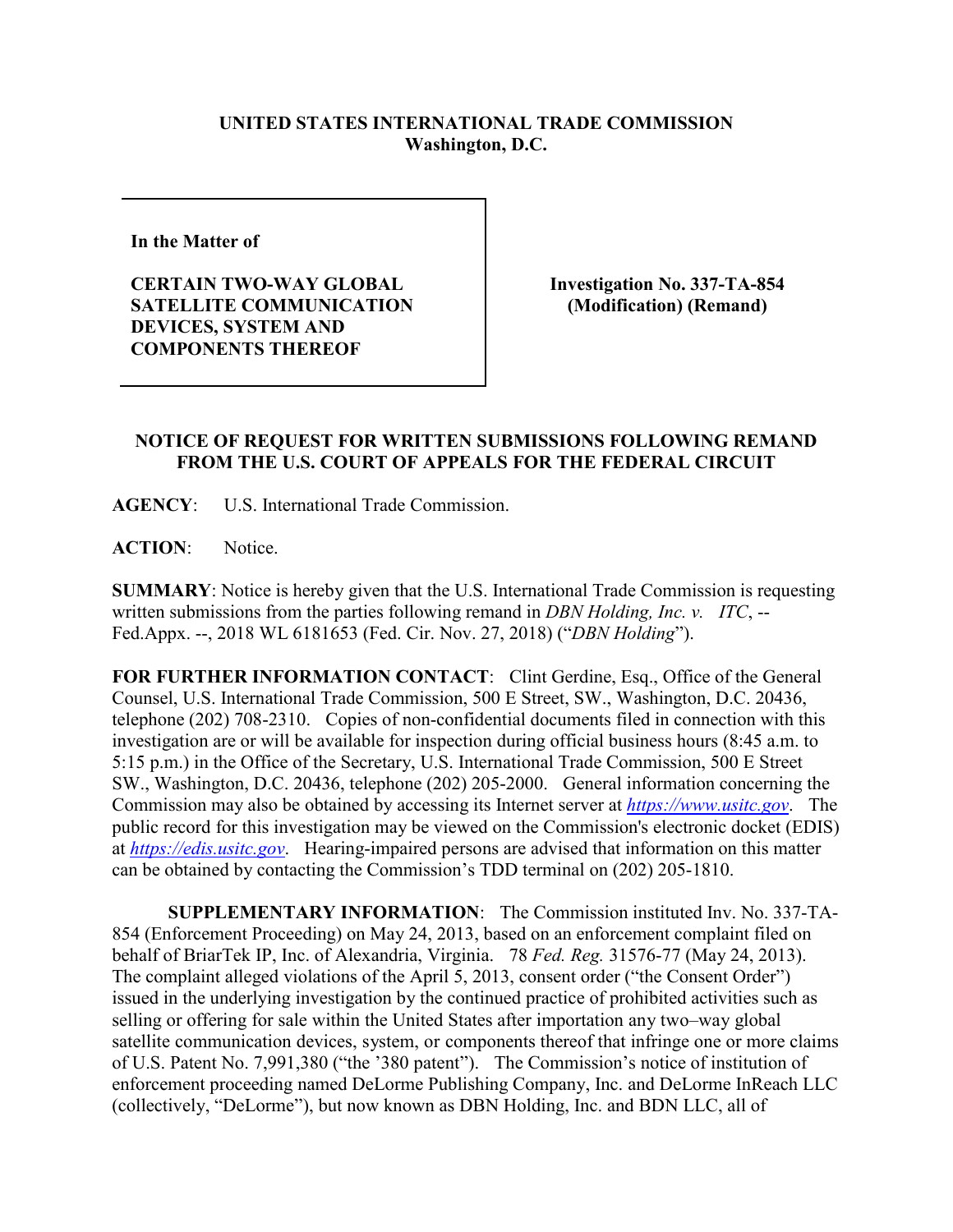**UNITED STATES INTERNATIONAL TRADE COMMISSION**
**Washington, D.C.**

| **In the Matter of** <br><br> **CERTAIN TWO-WAY GLOBAL SATELLITE COMMUNICATION DEVICES, SYSTEM AND COMPONENTS THEREOF** | **Investigation No. 337-TA-854 (Modification) (Remand)** |
|---|---|

**NOTICE OF REQUEST FOR WRITTEN SUBMISSIONS FOLLOWING REMAND FROM THE U.S. COURT OF APPEALS FOR THE FEDERAL CIRCUIT**

**AGENCY**: U.S. International Trade Commission.

**ACTION**: Notice.

**SUMMARY**: Notice is hereby given that the U.S. International Trade Commission is requesting written submissions from the parties following remand in *DBN Holding, Inc. v. ITC*, -- Fed.Appx. --, 2018 WL 6181653 (Fed. Cir. Nov. 27, 2018) ("*DBN Holding*").

**FOR FURTHER INFORMATION CONTACT**: Clint Gerdine, Esq., Office of the General Counsel, U.S. International Trade Commission, 500 E Street, SW., Washington, D.C. 20436, telephone (202) 708-2310. Copies of non-confidential documents filed in connection with this investigation are or will be available for inspection during official business hours (8:45 a.m. to 5:15 p.m.) in the Office of the Secretary, U.S. International Trade Commission, 500 E Street SW., Washington, D.C. 20436, telephone (202) 205-2000. General information concerning the Commission may also be obtained by accessing its Internet server at *https://www.usitc.gov*. The public record for this investigation may be viewed on the Commission's electronic docket (EDIS) at *https://edis.usitc.gov*. Hearing-impaired persons are advised that information on this matter can be obtained by contacting the Commission's TDD terminal on (202) 205-1810.

**SUPPLEMENTARY INFORMATION**: The Commission instituted Inv. No. 337-TA-854 (Enforcement Proceeding) on May 24, 2013, based on an enforcement complaint filed on behalf of BriarTek IP, Inc. of Alexandria, Virginia. 78 *Fed. Reg.* 31576-77 (May 24, 2013). The complaint alleged violations of the April 5, 2013, consent order ("the Consent Order") issued in the underlying investigation by the continued practice of prohibited activities such as selling or offering for sale within the United States after importation any two–way global satellite communication devices, system, or components thereof that infringe one or more claims of U.S. Patent No. 7,991,380 ("the '380 patent"). The Commission's notice of institution of enforcement proceeding named DeLorme Publishing Company, Inc. and DeLorme InReach LLC (collectively, "DeLorme"), but now known as DBN Holding, Inc. and BDN LLC, all of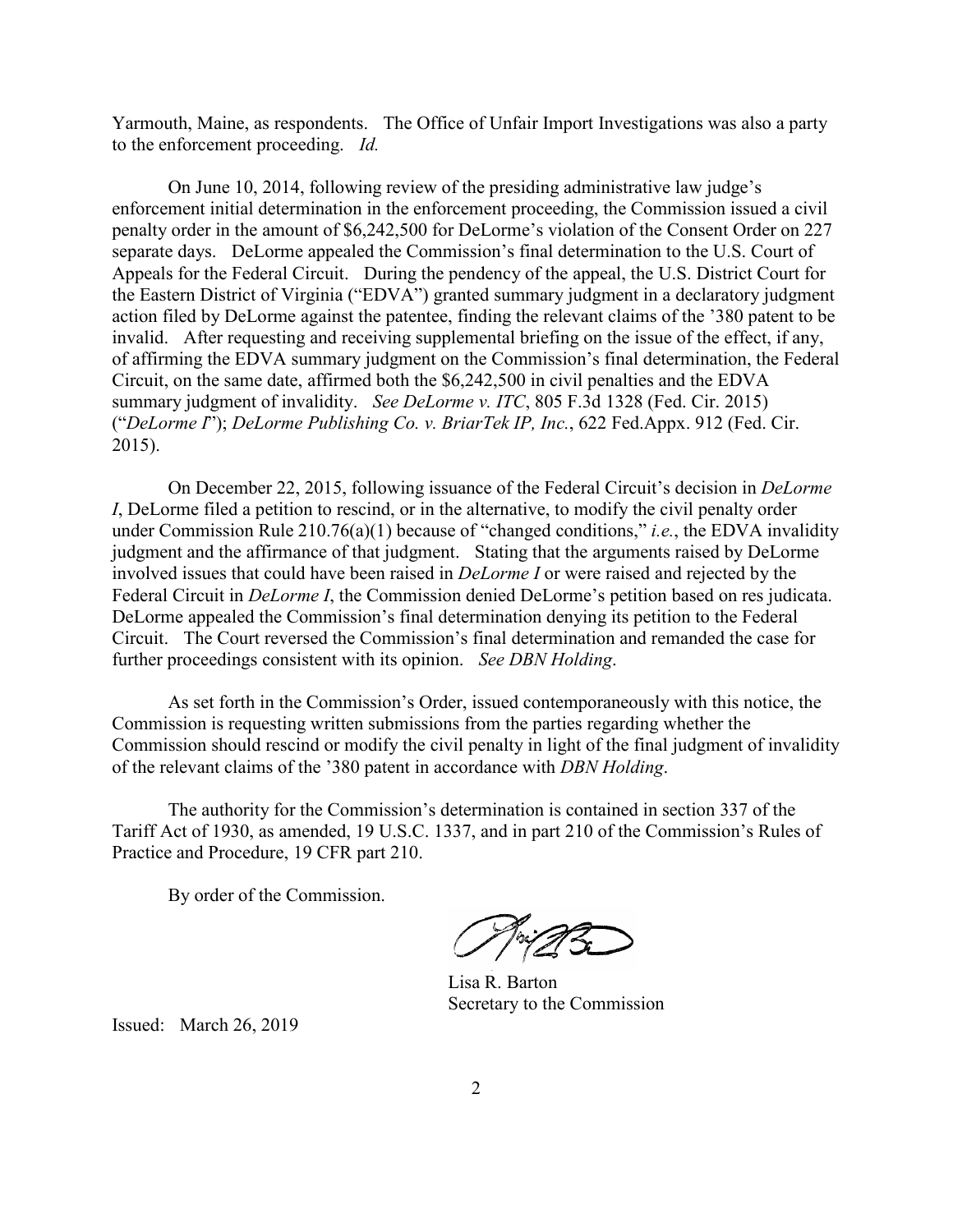Yarmouth, Maine, as respondents. The Office of Unfair Import Investigations was also a party to the enforcement proceeding. *Id.*

On June 10, 2014, following review of the presiding administrative law judge's enforcement initial determination in the enforcement proceeding, the Commission issued a civil penalty order in the amount of $6,242,500 for DeLorme's violation of the Consent Order on 227 separate days. DeLorme appealed the Commission's final determination to the U.S. Court of Appeals for the Federal Circuit. During the pendency of the appeal, the U.S. District Court for the Eastern District of Virginia ("EDVA") granted summary judgment in a declaratory judgment action filed by DeLorme against the patentee, finding the relevant claims of the '380 patent to be invalid. After requesting and receiving supplemental briefing on the issue of the effect, if any, of affirming the EDVA summary judgment on the Commission's final determination, the Federal Circuit, on the same date, affirmed both the $6,242,500 in civil penalties and the EDVA summary judgment of invalidity. *See DeLorme v. ITC*, 805 F.3d 1328 (Fed. Cir. 2015) ("*DeLorme I*"); *DeLorme Publishing Co. v. BriarTek IP, Inc.*, 622 Fed.Appx. 912 (Fed. Cir. 2015).

On December 22, 2015, following issuance of the Federal Circuit's decision in *DeLorme I*, DeLorme filed a petition to rescind, or in the alternative, to modify the civil penalty order under Commission Rule 210.76(a)(1) because of "changed conditions," *i.e.*, the EDVA invalidity judgment and the affirmance of that judgment. Stating that the arguments raised by DeLorme involved issues that could have been raised in *DeLorme I* or were raised and rejected by the Federal Circuit in *DeLorme I*, the Commission denied DeLorme's petition based on res judicata. DeLorme appealed the Commission's final determination denying its petition to the Federal Circuit. The Court reversed the Commission's final determination and remanded the case for further proceedings consistent with its opinion. *See DBN Holding*.

As set forth in the Commission's Order, issued contemporaneously with this notice, the Commission is requesting written submissions from the parties regarding whether the Commission should rescind or modify the civil penalty in light of the final judgment of invalidity of the relevant claims of the '380 patent in accordance with *DBN Holding*.

The authority for the Commission's determination is contained in section 337 of the Tariff Act of 1930, as amended, 19 U.S.C. 1337, and in part 210 of the Commission's Rules of Practice and Procedure, 19 CFR part 210.

By order of the Commission.

Lisa R. Barton
Secretary to the Commission

Issued: March 26, 2019